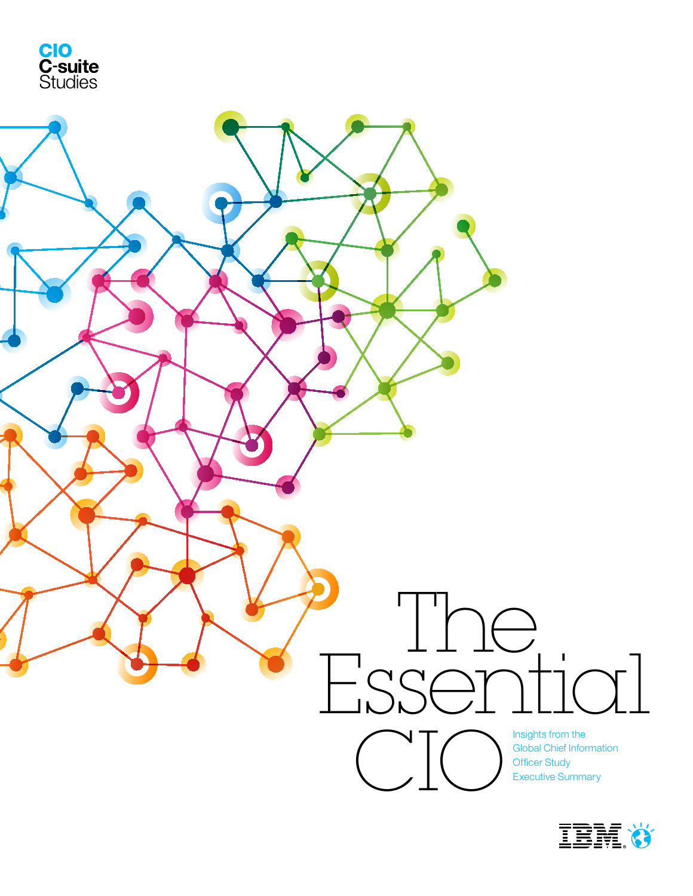CIO
C-suite
Studies

# The Essential CIO

Insights from the Global Chief Information Officer Study
Executive Summary

IBM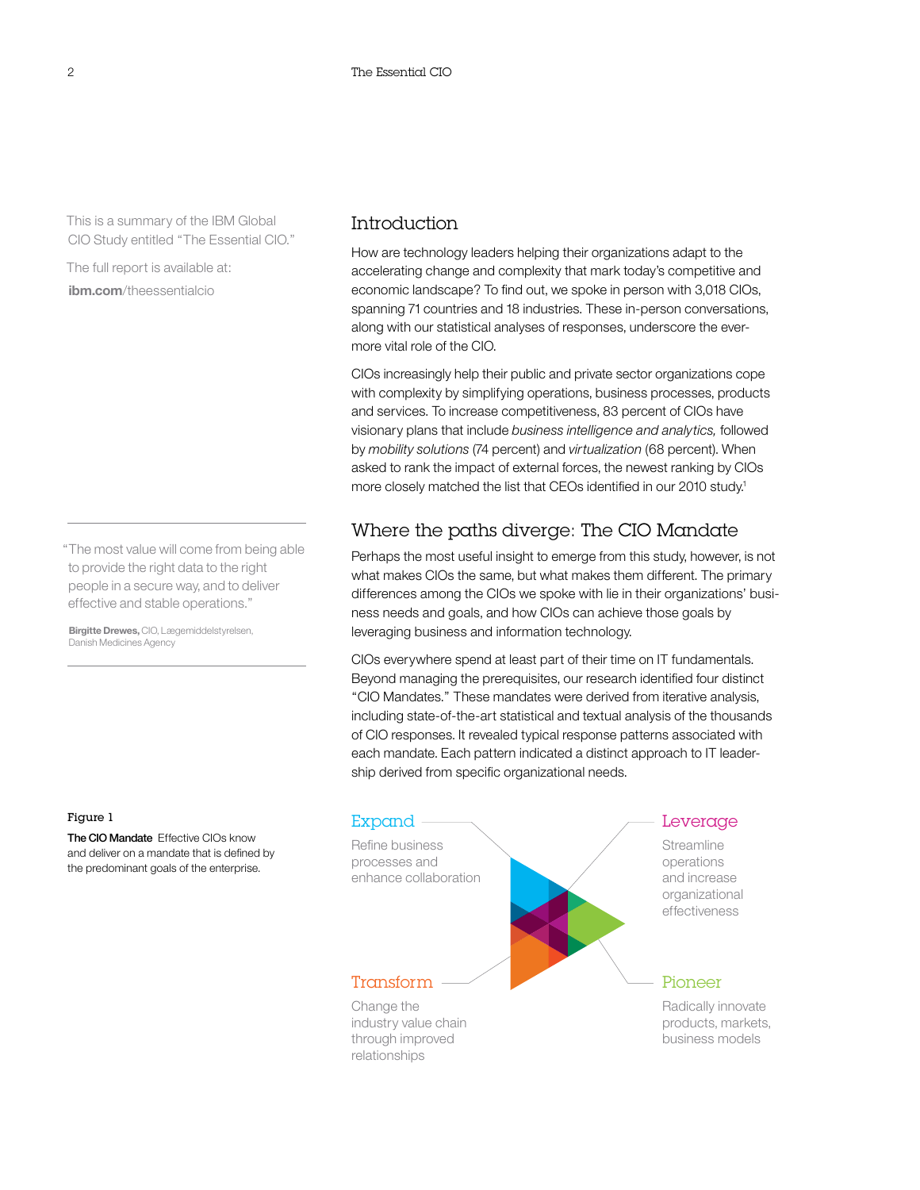This is a summary of the IBM Global CIO Study entitled "The Essential CIO."

The full report is available at: **ibm.com**/theessentialcio

## Introduction

How are technology leaders helping their organizations adapt to the accelerating change and complexity that mark today's competitive and economic landscape? To find out, we spoke in person with 3,018 CIOs, spanning 71 countries and 18 industries. These in-person conversations, along with our statistical analyses of responses, underscore the ever-more vital role of the CIO.

CIOs increasingly help their public and private sector organizations cope with complexity by simplifying operations, business processes, products and services. To increase competitiveness, 83 percent of CIOs have visionary plans that include *business intelligence and analytics,* followed by *mobility solutions* (74 percent) and *virtualization* (68 percent). When asked to rank the impact of external forces, the newest ranking by CIOs more closely matched the list that CEOs identified in our 2010 study.[1]

> "The most value will come from being able to provide the right data to the right people in a secure way, and to deliver effective and stable operations."
>
> **Birgitte Drewes,** CIO, Lægemiddelstyrelsen, Danish Medicines Agency

## Where the paths diverge: The CIO Mandate

Perhaps the most useful insight to emerge from this study, however, is not what makes CIOs the same, but what makes them different. The primary differences among the CIOs we spoke with lie in their organizations' business needs and goals, and how CIOs can achieve those goals by leveraging business and information technology.

CIOs everywhere spend at least part of their time on IT fundamentals. Beyond managing the prerequisites, our research identified four distinct "CIO Mandates." These mandates were derived from iterative analysis, including state-of-the-art statistical and textual analysis of the thousands of CIO responses. It revealed typical response patterns associated with each mandate. Each pattern indicated a distinct approach to IT leadership derived from specific organizational needs.

**Expand**
Refine business processes and enhance collaboration

**Leverage**
Streamline operations and increase organizational effectiveness

**Transform**
Change the industry value chain through improved relationships

**Pioneer**
Radically innovate products, markets, business models

Figure 1

**The CIO Mandate** Effective CIOs know and deliver on a mandate that is defined by the predominant goals of the enterprise.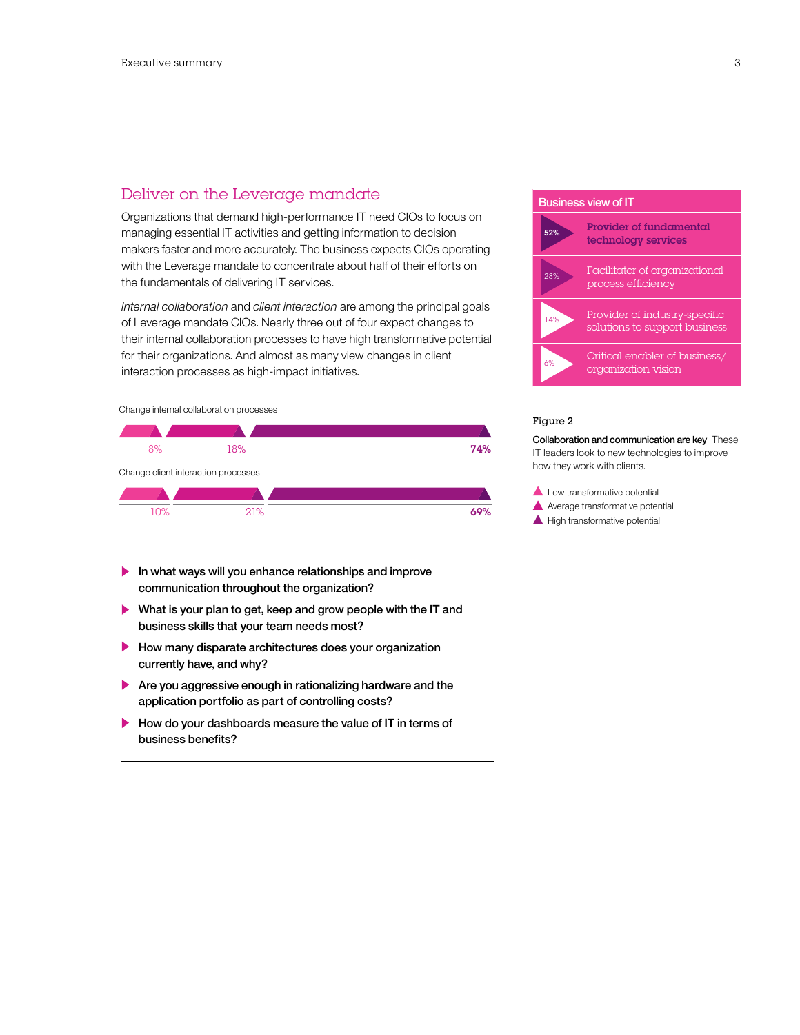## Deliver on the Leverage mandate

Organizations that demand high-performance IT need CIOs to focus on managing essential IT activities and getting information to decision makers faster and more accurately. The business expects CIOs operating with the Leverage mandate to concentrate about half of their efforts on the fundamentals of delivering IT services.

*Internal collaboration* and *client interaction* are among the principal goals of Leverage mandate CIOs. Nearly three out of four expect changes to their internal collaboration processes to have high transformative potential for their organizations. And almost as many view changes in client interaction processes as high-impact initiatives.

| | Low transformative potential | Average transformative potential | High transformative potential |
|---|---|---|---|
| Change internal collaboration processes | 8% | 18% | 74% |
| Change client interaction processes | 10% | 21% | 69% |

**Figure 2**

**Collaboration and communication are key** These IT leaders look to new technologies to improve how they work with clients.

**Business view of IT**

| % | Role |
|---|---|
| 52% | **Provider of fundamental technology services** |
| 28% | Facilitator of organizational process efficiency |
| 14% | Provider of industry-specific solutions to support business |
| 6% | Critical enabler of business/organization vision |

- **In what ways will you enhance relationships and improve communication throughout the organization?**
- **What is your plan to get, keep and grow people with the IT and business skills that your team needs most?**
- **How many disparate architectures does your organization currently have, and why?**
- **Are you aggressive enough in rationalizing hardware and the application portfolio as part of controlling costs?**
- **How do your dashboards measure the value of IT in terms of business benefits?**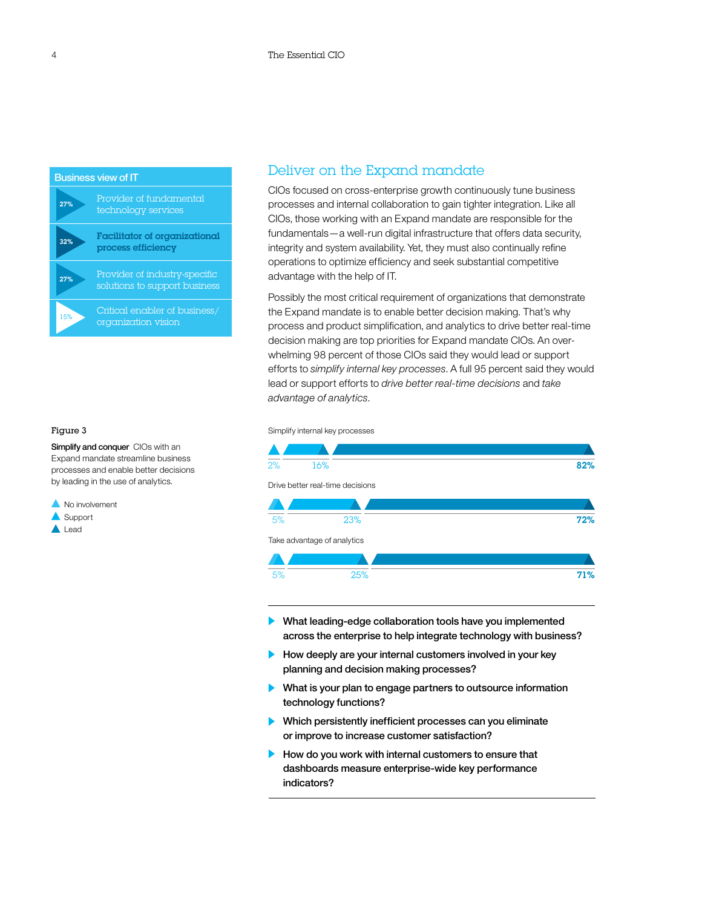## Business view of IT

| % | Role |
|---|---|
| 27% | Provider of fundamental technology services |
| 32% | **Facilitator of organizational process efficiency** |
| 27% | Provider of industry-specific solutions to support business |
| 15% | Critical enabler of business/ organization vision |

## Deliver on the Expand mandate

CIOs focused on cross-enterprise growth continuously tune business processes and internal collaboration to gain tighter integration. Like all CIOs, those working with an Expand mandate are responsible for the fundamentals—a well-run digital infrastructure that offers data security, integrity and system availability. Yet, they must also continually refine operations to optimize efficiency and seek substantial competitive advantage with the help of IT.

Possibly the most critical requirement of organizations that demonstrate the Expand mandate is to enable better decision making. That's why process and product simplification, and analytics to drive better real-time decision making are top priorities for Expand mandate CIOs. An overwhelming 98 percent of those CIOs said they would lead or support efforts to *simplify internal key processes*. A full 95 percent said they would lead or support efforts to *drive better real-time decisions* and *take advantage of analytics*.

Figure 3

**Simplify and conquer** CIOs with an Expand mandate streamline business processes and enable better decisions by leading in the use of analytics.

| | No involvement | Support | Lead |
|---|---|---|---|
| Simplify internal key processes | 2% | 16% | 82% |
| Drive better real-time decisions | 5% | 23% | 72% |
| Take advantage of analytics | 5% | 25% | 71% |

- **What leading-edge collaboration tools have you implemented across the enterprise to help integrate technology with business?**
- **How deeply are your internal customers involved in your key planning and decision making processes?**
- **What is your plan to engage partners to outsource information technology functions?**
- **Which persistently inefficient processes can you eliminate or improve to increase customer satisfaction?**
- **How do you work with internal customers to ensure that dashboards measure enterprise-wide key performance indicators?**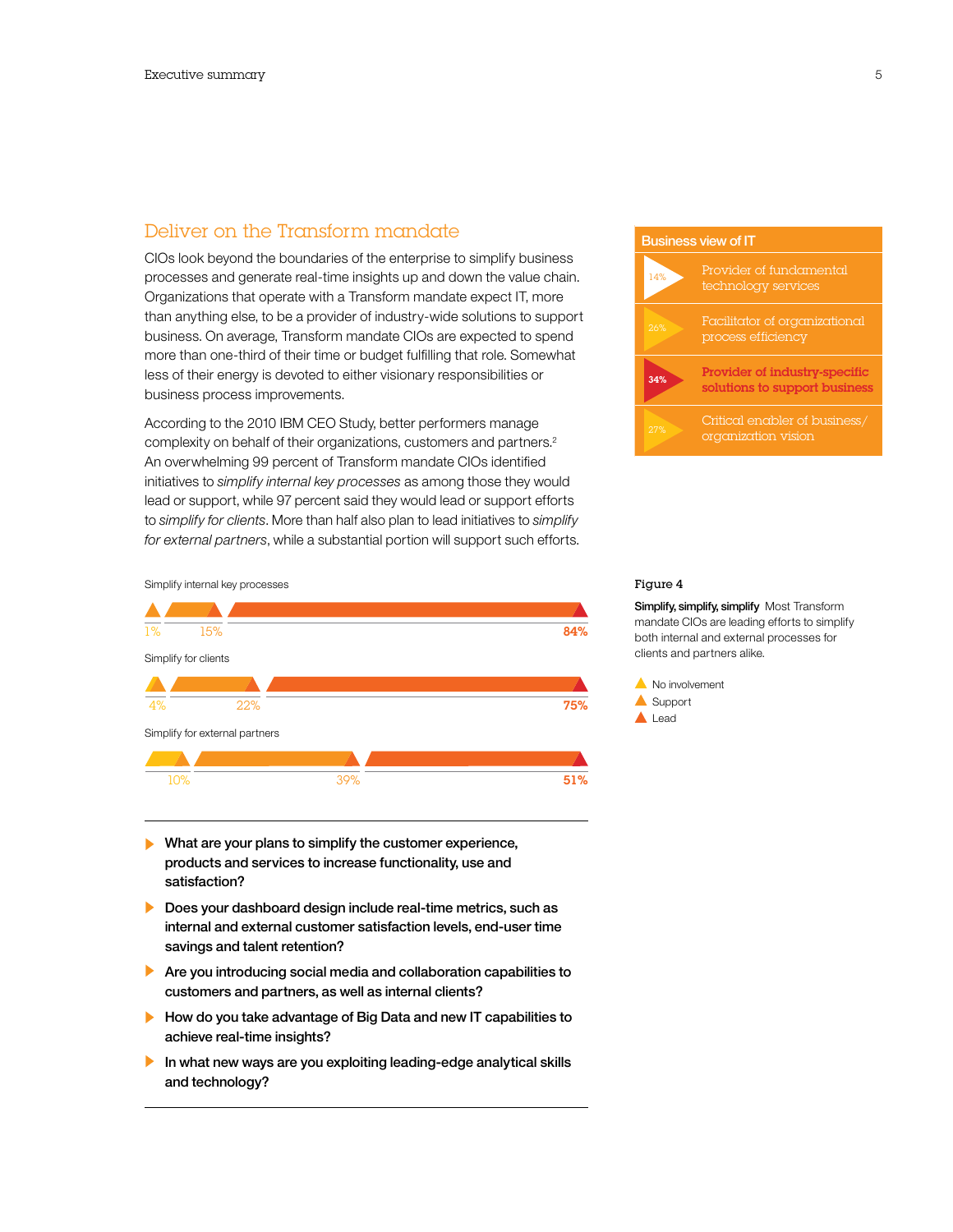## Deliver on the Transform mandate

CIOs look beyond the boundaries of the enterprise to simplify business processes and generate real-time insights up and down the value chain. Organizations that operate with a Transform mandate expect IT, more than anything else, to be a provider of industry-wide solutions to support business. On average, Transform mandate CIOs are expected to spend more than one-third of their time or budget fulfilling that role. Somewhat less of their energy is devoted to either visionary responsibilities or business process improvements.

According to the 2010 IBM CEO Study, better performers manage complexity on behalf of their organizations, customers and partners.[2] An overwhelming 99 percent of Transform mandate CIOs identified initiatives to *simplify internal key processes* as among those they would lead or support, while 97 percent said they would lead or support efforts to *simplify for clients*. More than half also plan to lead initiatives to *simplify for external partners*, while a substantial portion will support such efforts.

**Business view of IT**

| % | Role |
|---|---|
| 14% | Provider of fundamental technology services |
| 26% | Facilitator of organizational process efficiency |
| **34%** | **Provider of industry-specific solutions to support business** |
| 27% | Critical enabler of business/ organization vision |

| Initiative | No involvement | Support | Lead |
|---|---|---|---|
| Simplify internal key processes | 1% | 15% | 84% |
| Simplify for clients | 4% | 22% | 75% |
| Simplify for external partners | 10% | 39% | 51% |

Figure 4

**Simplify, simplify, simplify** Most Transform mandate CIOs are leading efforts to simplify both internal and external processes for clients and partners alike.

- **What are your plans to simplify the customer experience, products and services to increase functionality, use and satisfaction?**
- **Does your dashboard design include real-time metrics, such as internal and external customer satisfaction levels, end-user time savings and talent retention?**
- **Are you introducing social media and collaboration capabilities to customers and partners, as well as internal clients?**
- **How do you take advantage of Big Data and new IT capabilities to achieve real-time insights?**
- **In what new ways are you exploiting leading-edge analytical skills and technology?**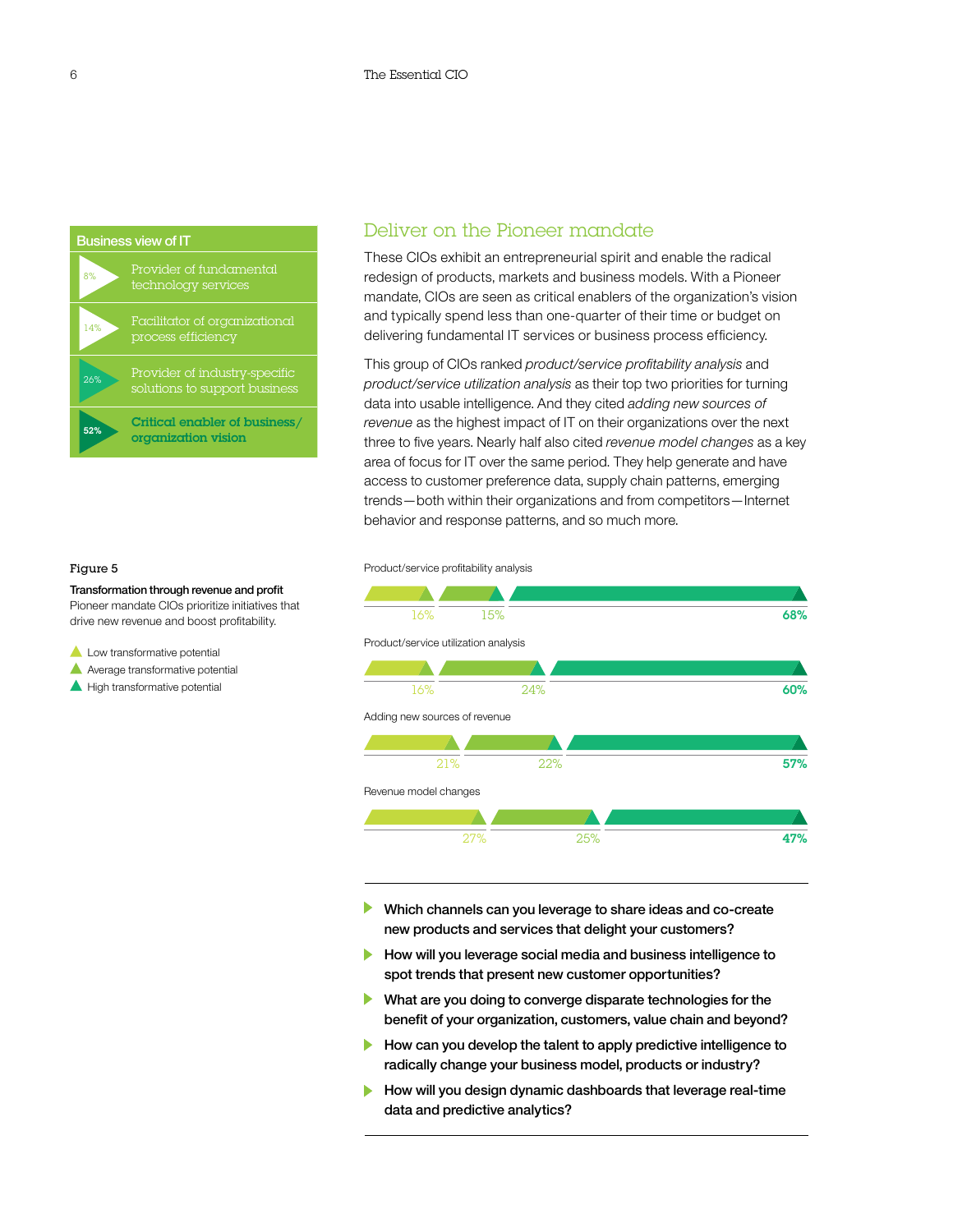## Business view of IT

| | |
|---|---|
| 8% | Provider of fundamental technology services |
| 14% | Facilitator of organizational process efficiency |
| 26% | Provider of industry-specific solutions to support business |
| **52%** | **Critical enabler of business/ organization vision** |

## Deliver on the Pioneer mandate

These CIOs exhibit an entrepreneurial spirit and enable the radical redesign of products, markets and business models. With a Pioneer mandate, CIOs are seen as critical enablers of the organization's vision and typically spend less than one-quarter of their time or budget on delivering fundamental IT services or business process efficiency.

This group of CIOs ranked *product/service profitability analysis* and *product/service utilization analysis* as their top two priorities for turning data into usable intelligence. And they cited *adding new sources of revenue* as the highest impact of IT on their organizations over the next three to five years. Nearly half also cited *revenue model changes* as a key area of focus for IT over the same period. They help generate and have access to customer preference data, supply chain patterns, emerging trends—both within their organizations and from competitors—Internet behavior and response patterns, and so much more.

Figure 5

**Transformation through revenue and profit**
Pioneer mandate CIOs prioritize initiatives that drive new revenue and boost profitability.

| | Low transformative potential | Average transformative potential | High transformative potential |
|---|---|---|---|
| Product/service profitability analysis | 16% | 15% | 68% |
| Product/service utilization analysis | 16% | 24% | 60% |
| Adding new sources of revenue | 21% | 22% | 57% |
| Revenue model changes | 27% | 25% | 47% |

- **Which channels can you leverage to share ideas and co-create new products and services that delight your customers?**
- **How will you leverage social media and business intelligence to spot trends that present new customer opportunities?**
- **What are you doing to converge disparate technologies for the benefit of your organization, customers, value chain and beyond?**
- **How can you develop the talent to apply predictive intelligence to radically change your business model, products or industry?**
- **How will you design dynamic dashboards that leverage real-time data and predictive analytics?**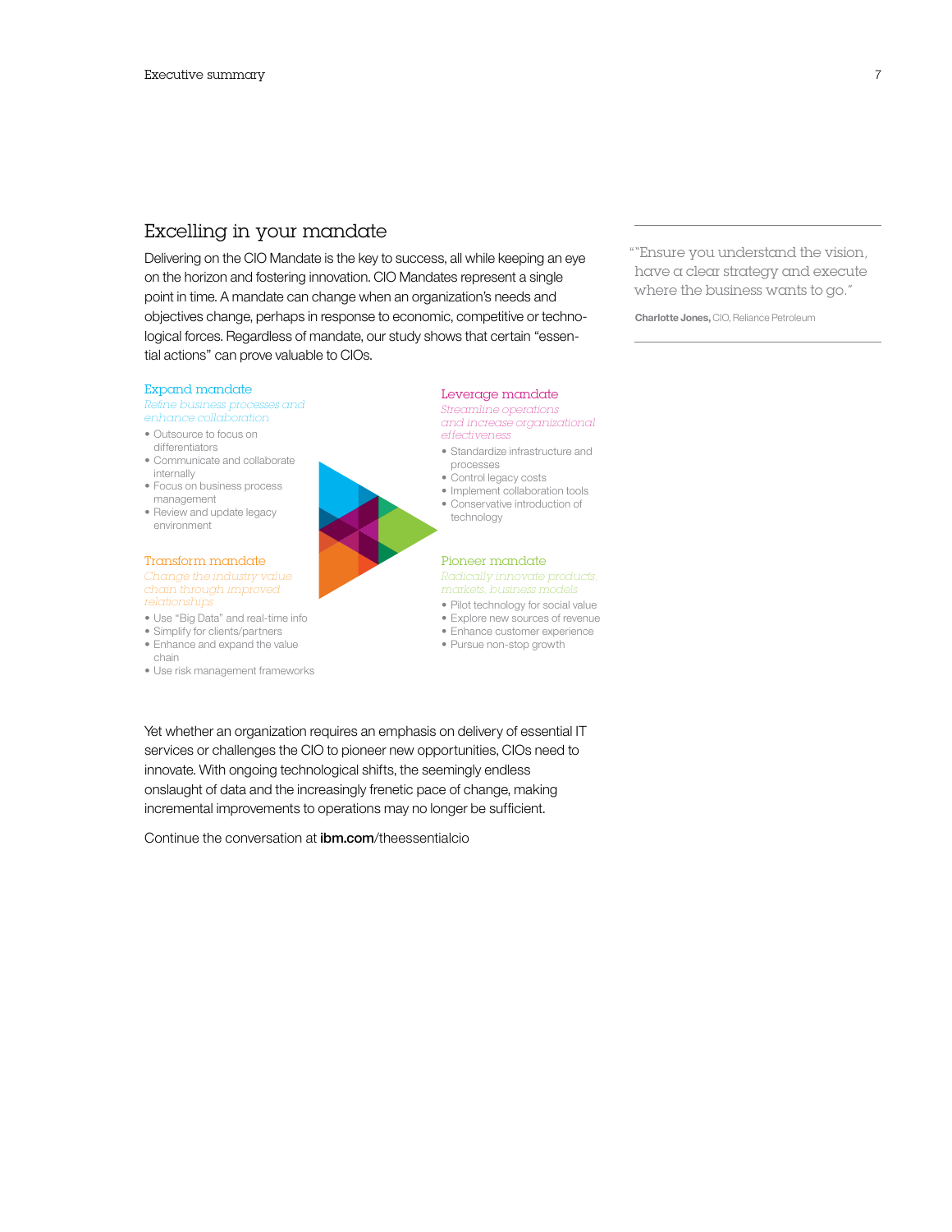## Excelling in your mandate

Delivering on the CIO Mandate is the key to success, all while keeping an eye on the horizon and fostering innovation. CIO Mandates represent a single point in time. A mandate can change when an organization's needs and objectives change, perhaps in response to economic, competitive or technological forces. Regardless of mandate, our study shows that certain "essential actions" can prove valuable to CIOs.

> ""Ensure you understand the vision, have a clear strategy and execute where the business wants to go."
>
> **Charlotte Jones,** CIO, Reliance Petroleum

### Expand mandate

*Refine business processes and enhance collaboration*

- Outsource to focus on differentiators
- Communicate and collaborate internally
- Focus on business process management
- Review and update legacy environment

### Leverage mandate

*Streamline operations and increase organizational effectiveness*

- Standardize infrastructure and processes
- Control legacy costs
- Implement collaboration tools
- Conservative introduction of technology

### Transform mandate

*Change the industry value chain through improved relationships*

- Use "Big Data" and real-time info
- Simplify for clients/partners
- Enhance and expand the value chain
- Use risk management frameworks

### Pioneer mandate

*Radically innovate products, markets, business models*

- Pilot technology for social value
- Explore new sources of revenue
- Enhance customer experience
- Pursue non-stop growth

Yet whether an organization requires an emphasis on delivery of essential IT services or challenges the CIO to pioneer new opportunities, CIOs need to innovate. With ongoing technological shifts, the seemingly endless onslaught of data and the increasingly frenetic pace of change, making incremental improvements to operations may no longer be sufficient.

Continue the conversation at **ibm.com**/theessentialcio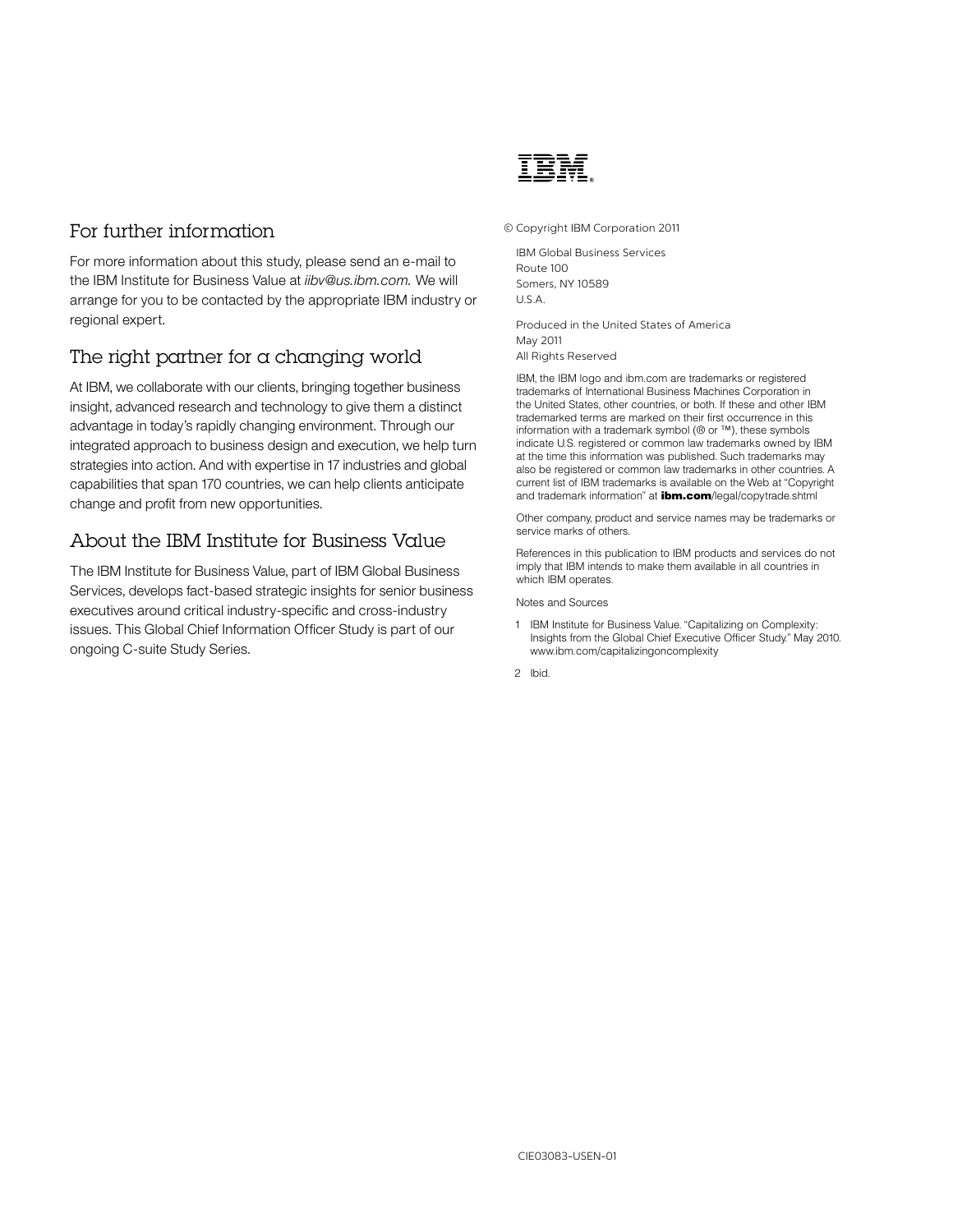## For further information

For more information about this study, please send an e-mail to the IBM Institute for Business Value at *iibv@us.ibm.com*. We will arrange for you to be contacted by the appropriate IBM industry or regional expert.

## The right partner for a changing world

At IBM, we collaborate with our clients, bringing together business insight, advanced research and technology to give them a distinct advantage in today's rapidly changing environment. Through our integrated approach to business design and execution, we help turn strategies into action. And with expertise in 17 industries and global capabilities that span 170 countries, we can help clients anticipate change and profit from new opportunities.

## About the IBM Institute for Business Value

The IBM Institute for Business Value, part of IBM Global Business Services, develops fact-based strategic insights for senior business executives around critical industry-specific and cross-industry issues. This Global Chief Information Officer Study is part of our ongoing C-suite Study Series.

IBM

© Copyright IBM Corporation 2011

IBM Global Business Services
Route 100
Somers, NY 10589
U.S.A.

Produced in the United States of America
May 2011
All Rights Reserved

IBM, the IBM logo and ibm.com are trademarks or registered trademarks of International Business Machines Corporation in the United States, other countries, or both. If these and other IBM trademarked terms are marked on their first occurrence in this information with a trademark symbol (® or ™), these symbols indicate U.S. registered or common law trademarks owned by IBM at the time this information was published. Such trademarks may also be registered or common law trademarks in other countries. A current list of IBM trademarks is available on the Web at "Copyright and trademark information" at **ibm.com**/legal/copytrade.shtml

Other company, product and service names may be trademarks or service marks of others.

References in this publication to IBM products and services do not imply that IBM intends to make them available in all countries in which IBM operates.

Notes and Sources

1. IBM Institute for Business Value. "Capitalizing on Complexity: Insights from the Global Chief Executive Officer Study." May 2010. www.ibm.com/capitalizingoncomplexity
2. Ibid.

CIE03083-USEN-01